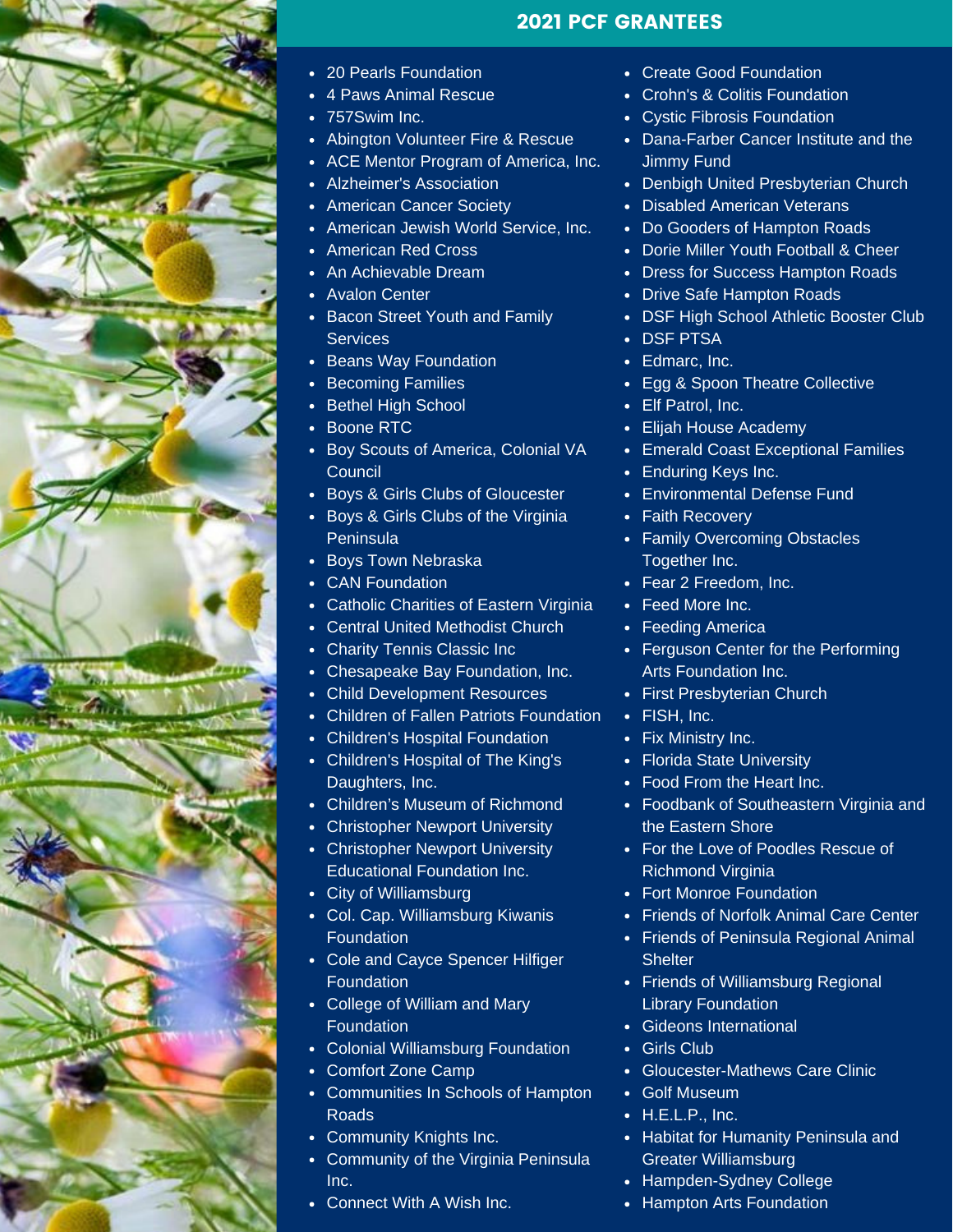## 2021 PCF GRANTEES

- 20 Pearls Foundation
- 4 Paws Animal Rescue
- 757Swim Inc.
- Abington Volunteer Fire & Rescue
- ACE Mentor Program of America, Inc.
- Alzheimer's Association
- American Cancer Society
- American Jewish World Service, Inc.
- American Red Cross
- An Achievable Dream
- Avalon Center
- Bacon Street Youth and Family Services
- Beans Way Foundation
- Becoming Families
- Bethel High School
- Boone RTC
- Boy Scouts of America, Colonial VA Council
- Boys & Girls Clubs of Gloucester
- Boys & Girls Clubs of the Virginia Peninsula
- Boys Town Nebraska
- CAN Foundation
- Catholic Charities of Eastern Virginia
- Central United Methodist Church
- Charity Tennis Classic Inc
- Chesapeake Bay Foundation, Inc.
- Child Development Resources
- Children of Fallen Patriots Foundation
- Children's Hospital Foundation
- Children's Hospital of The King's Daughters, Inc.
- Children's Museum of Richmond
- Christopher Newport University
- Christopher Newport University Educational Foundation Inc.
- City of Williamsburg
- Col. Cap. Williamsburg Kiwanis Foundation
- Cole and Cayce Spencer Hilfiger Foundation
- College of William and Mary Foundation
- Colonial Williamsburg Foundation
- Comfort Zone Camp
- Communities In Schools of Hampton Roads
- Community Knights Inc.
- Community of the Virginia Peninsula Inc.
- Connect With A Wish Inc.
- Create Good Foundation
- Crohn's & Colitis Foundation
- Cystic Fibrosis Foundation
- Dana-Farber Cancer Institute and the Jimmy Fund
- Denbigh United Presbyterian Church
- Disabled American Veterans
- Do Gooders of Hampton Roads
- Dorie Miller Youth Football & Cheer
- Dress for Success Hampton Roads
- Drive Safe Hampton Roads
- DSF High School Athletic Booster Club
- DSF PTSA
- Edmarc, Inc.
- Egg & Spoon Theatre Collective
- Elf Patrol, Inc.
- Elijah House Academy
- Emerald Coast Exceptional Families
- Enduring Keys Inc.
- Environmental Defense Fund
- Faith Recovery
- Family Overcoming Obstacles Together Inc.
- Fear 2 Freedom, Inc.
- Feed More Inc.
- Feeding America
- Ferguson Center for the Performing Arts Foundation Inc.
- First Presbyterian Church
- FISH, Inc.
- Fix Ministry Inc.
- Florida State University
- Food From the Heart Inc.
- Foodbank of Southeastern Virginia and the Eastern Shore
- For the Love of Poodles Rescue of Richmond Virginia
- Fort Monroe Foundation
- Friends of Norfolk Animal Care Center
- Friends of Peninsula Regional Animal Shelter
- Friends of Williamsburg Regional Library Foundation
- Gideons International
- Girls Club
- Gloucester-Mathews Care Clinic
- Golf Museum
- H.E.L.P., Inc.
- Habitat for Humanity Peninsula and Greater Williamsburg
- Hampden-Sydney College
- Hampton Arts Foundation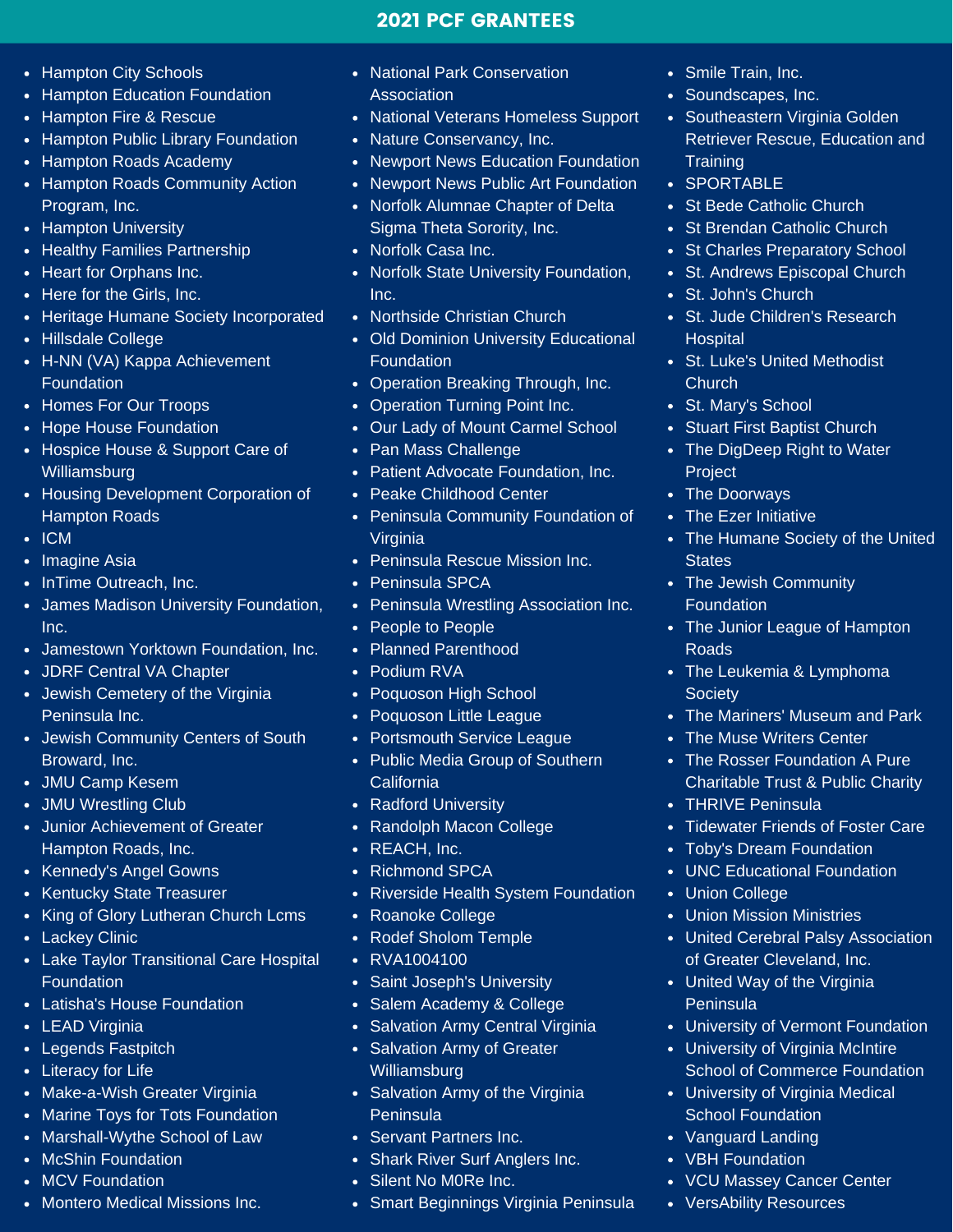# 2021 PCF GRANTEES

- Hampton City Schools
- Hampton Education Foundation
- Hampton Fire & Rescue
- Hampton Public Library Foundation
- Hampton Roads Academy
- Hampton Roads Community Action Program, Inc.
- Hampton University
- Healthy Families Partnership
- Heart for Orphans Inc.
- Here for the Girls, Inc.
- Heritage Humane Society Incorporated
- Hillsdale College
- H-NN (VA) Kappa Achievement Foundation
- Homes For Our Troops
- Hope House Foundation
- Hospice House & Support Care of Williamsburg
- Housing Development Corporation of Hampton Roads
- ICM
- Imagine Asia
- InTime Outreach, Inc.
- James Madison University Foundation, Inc.
- Jamestown Yorktown Foundation, Inc.
- JDRF Central VA Chapter
- Jewish Cemetery of the Virginia Peninsula Inc.
- Jewish Community Centers of South Broward, Inc.
- JMU Camp Kesem
- JMU Wrestling Club
- Junior Achievement of Greater Hampton Roads, Inc.
- Kennedy's Angel Gowns
- Kentucky State Treasurer
- King of Glory Lutheran Church Lcms
- Lackey Clinic
- Lake Taylor Transitional Care Hospital Foundation
- Latisha's House Foundation
- LEAD Virginia
- Legends Fastpitch
- Literacy for Life
- Make-a-Wish Greater Virginia
- Marine Toys for Tots Foundation
- Marshall-Wythe School of Law
- McShin Foundation
- MCV Foundation
- Montero Medical Missions Inc.
- National Park Conservation Association
- National Veterans Homeless Support
- Nature Conservancy, Inc.
- Newport News Education Foundation
- Newport News Public Art Foundation
- Norfolk Alumnae Chapter of Delta Sigma Theta Sorority, Inc.
- Norfolk Casa Inc.
- Norfolk State University Foundation, Inc.
- Northside Christian Church
- Old Dominion University Educational Foundation
- Operation Breaking Through, Inc.
- Operation Turning Point Inc.
- Our Lady of Mount Carmel School
- Pan Mass Challenge
- Patient Advocate Foundation, Inc.
- Peake Childhood Center
- Peninsula Community Foundation of Virginia
- Peninsula Rescue Mission Inc.
- Peninsula SPCA
- Peninsula Wrestling Association Inc.
- People to People
- Planned Parenthood
- Podium RVA
- Poquoson High School
- Poquoson Little League
- Portsmouth Service League
- Public Media Group of Southern California
- Radford University
- Randolph Macon College
- REACH, Inc.
- Richmond SPCA
- Riverside Health System Foundation
- Roanoke College
- Rodef Sholom Temple
- RVA1004100
- Saint Joseph's University
- Salem Academy & College
- Salvation Army Central Virginia
- Salvation Army of Greater Williamsburg
- Salvation Army of the Virginia Peninsula
- Servant Partners Inc.
- Shark River Surf Anglers Inc.
- Silent No M0Re Inc.
- Smart Beginnings Virginia Peninsula
- Smile Train, Inc.
- Soundscapes, Inc.
- Southeastern Virginia Golden Retriever Rescue, Education and Training
- SPORTABLE
- St Bede Catholic Church
- St Brendan Catholic Church
- St Charles Preparatory School
- St. Andrews Episcopal Church
- St. John's Church
- St. Jude Children's Research Hospital
- St. Luke's United Methodist Church
- St. Mary's School
- Stuart First Baptist Church
- The DigDeep Right to Water Project
- The Doorways
- The Ezer Initiative
- The Humane Society of the United States
- The Jewish Community Foundation
- The Junior League of Hampton Roads
- The Leukemia & Lymphoma Society
- The Mariners' Museum and Park
- The Muse Writers Center
- The Rosser Foundation A Pure Charitable Trust & Public Charity
- THRIVE Peninsula
- Tidewater Friends of Foster Care
- Toby's Dream Foundation
- UNC Educational Foundation
- Union College
- Union Mission Ministries
- United Cerebral Palsy Association of Greater Cleveland, Inc.
- United Way of the Virginia Peninsula
- University of Vermont Foundation
- University of Virginia McIntire School of Commerce Foundation
- University of Virginia Medical School Foundation
- Vanguard Landing
- VBH Foundation
- VCU Massey Cancer Center
- VersAbility Resources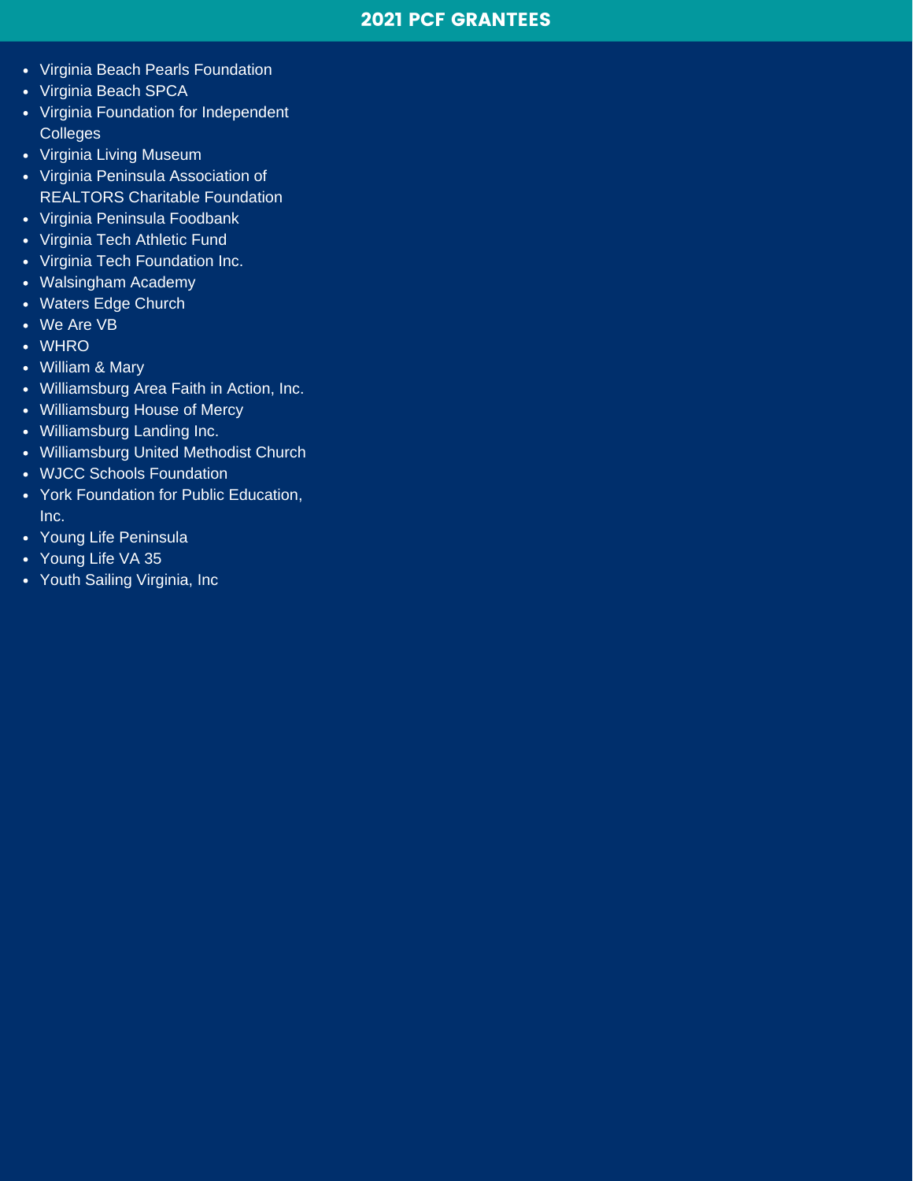## 2021 PCF GRANTEES

- Virginia Beach Pearls Foundation
- Virginia Beach SPCA
- Virginia Foundation for Independent Colleges
- Virginia Living Museum
- Virginia Peninsula Association of REALTORS Charitable Foundation
- Virginia Peninsula Foodbank
- Virginia Tech Athletic Fund
- Virginia Tech Foundation Inc.
- Walsingham Academy
- Waters Edge Church
- We Are VB
- WHRO
- William & Mary
- Williamsburg Area Faith in Action, Inc.
- Williamsburg House of Mercy
- Williamsburg Landing Inc.
- Williamsburg United Methodist Church
- WJCC Schools Foundation
- York Foundation for Public Education, Inc.
- Young Life Peninsula
- Young Life VA 35
- Youth Sailing Virginia, Inc